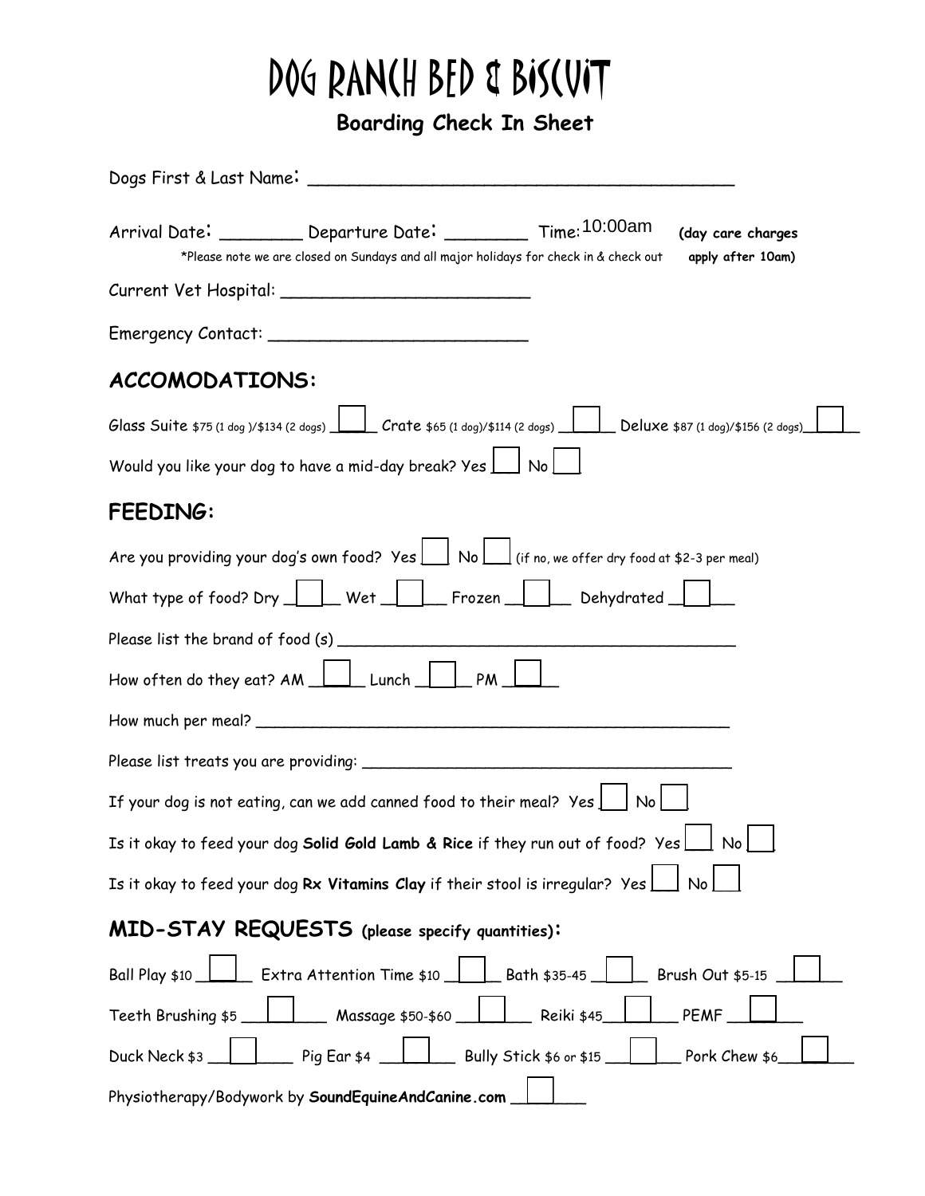# DOG RANCH BED & BISCUIT

## Boarding Check In Sheet

Dogs First & Last Name: ________________________________________

Arrival Date: ________ Departure Date: ________ Time: 10:00am **(day care charges apply after 10am)**

*Please note we are closed on Sundays and all major holidays for check in & check out

Current Vet Hospital: ________________________

Emergency Contact: ________________________

## ACCOMODATIONS:

Glass Suite $75 (1 dog )/$134 (2 dogs) ☐ Crate $65 (1 dog)/$114 (2 dogs) ☐ Deluxe $87 (1 dog)/$156 (2 dogs) ☐

Would you like your dog to have a mid-day break? Yes ☐ No ☐

## FEEDING:

Are you providing your dog's own food? Yes ☐ No ☐ (if no, we offer dry food at $2-3 per meal)

What type of food? Dry ☐ Wet ☐ Frozen ☐ Dehydrated ☐

Please list the brand of food (s) ________________________________________

How often do they eat? AM ☐ Lunch ☐ PM ☐

How much per meal? ________________________________________________

Please list treats you are providing: ____________________________________

If your dog is not eating, can we add canned food to their meal? Yes ☐ No ☐

Is it okay to feed your dog **Solid Gold Lamb & Rice** if they run out of food? Yes ☐ No ☐

Is it okay to feed your dog **Rx Vitamins Clay** if their stool is irregular? Yes ☐ No ☐

## MID-STAY REQUESTS (please specify quantities):

Ball Play $10 ☐ Extra Attention Time $10 ☐ Bath $35-45 ☐ Brush Out $5-15 ☐

Teeth Brushing $5 ☐ Massage $50-$60 ☐ Reiki $45 ☐ PEMF ☐

Duck Neck $3 ☐ Pig Ear $4 ☐ Bully Stick $6 or $15 ☐ Pork Chew $6 ☐

Physiotherapy/Bodywork by **SoundEquineAndCanine.com** ☐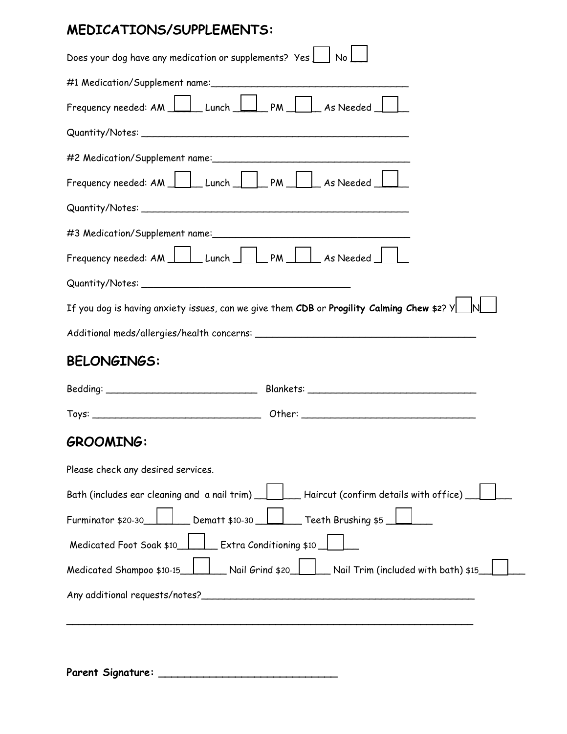## MEDICATIONS/SUPPLEMENTS:

Does your dog have any medication or supplements? Yes ☐ No ☐

#1 Medication/Supplement name:___________________________________

Frequency needed: AM ☐ Lunch ☐ PM ☐ As Needed ☐

Quantity/Notes: ______________________________________________

#2 Medication/Supplement name:___________________________________

Frequency needed: AM ☐ Lunch ☐ PM ☐ As Needed ☐

Quantity/Notes: ______________________________________________

#3 Medication/Supplement name:___________________________________

Frequency needed: AM ☐ Lunch ☐ PM ☐ As Needed ☐

Quantity/Notes: ___________________________________

If you dog is having anxiety issues, can we give them **CDB** or **Progility Calming Chew** $2? Y☐ N☐

Additional meds/allergies/health concerns: ___________________________________

## BELONGINGS:

Bedding: _________________________ Blankets: ___________________________

Toys: ____________________________ Other: _____________________________

## GROOMING:

Please check any desired services.

Bath (includes ear cleaning and a nail trim) ☐ Haircut (confirm details with office) ☐

Furminator $20-30 ☐ Dematt $10-30 ☐ Teeth Brushing $5 ☐

Medicated Foot Soak $10 ☐ Extra Conditioning $10 ☐

Medicated Shampoo $10-15 ☐ Nail Grind $20 ☐ Nail Trim (included with bath) $15 ☐

Any additional requests/notes?_____________________________________________

_____________________________________________________________________

**Parent Signature:** ____________________________